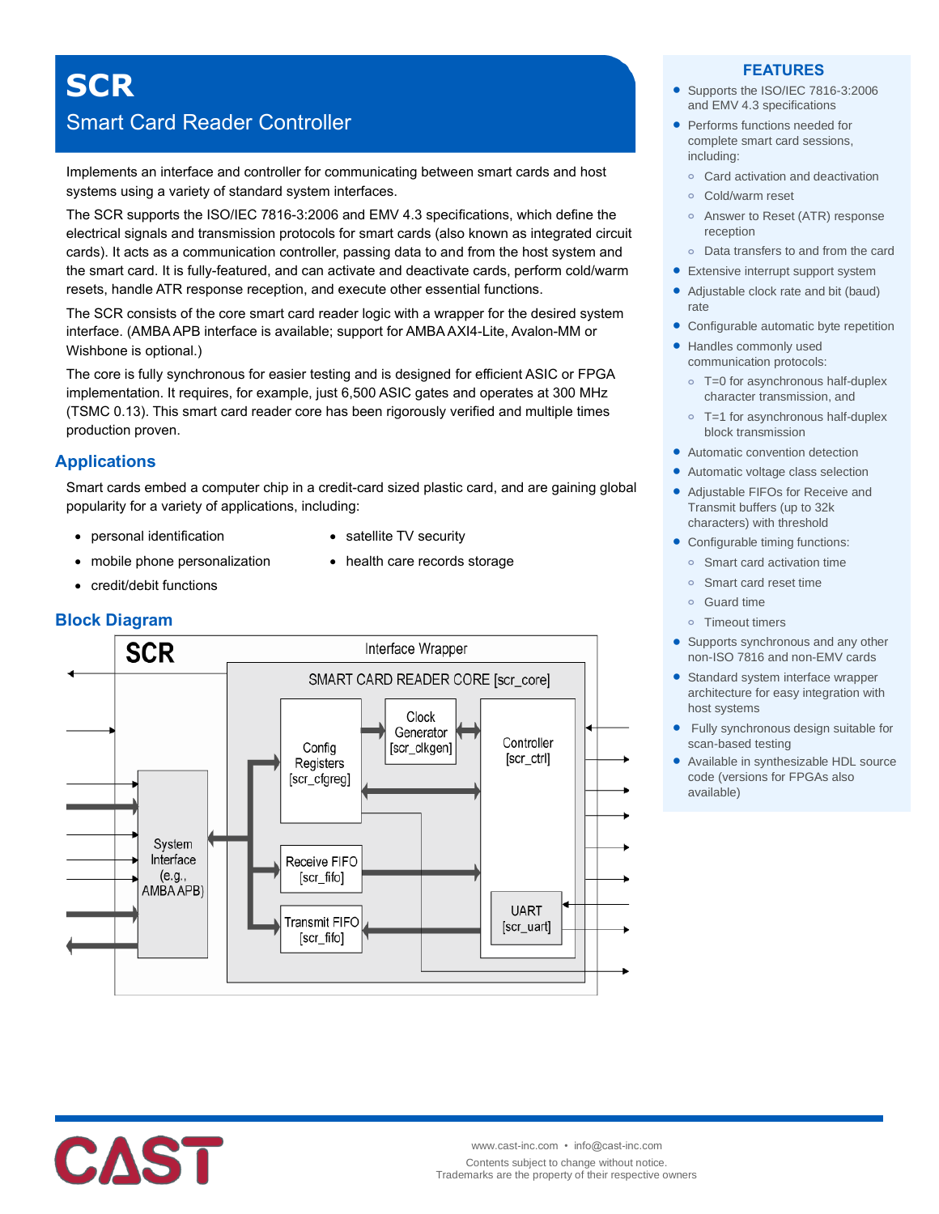# SCR

## Smart Card Reader Controller

Implements an interface and controller for communicating between smart cards and host systems using a variety of standard system interfaces.

The SCR supports the ISO/IEC 7816-3:2006 and EMV 4.3 specifications, which define the electrical signals and transmission protocols for smart cards (also known as integrated circuit cards). It acts as a communication controller, passing data to and from the host system and the smart card. It is fully-featured, and can activate and deactivate cards, perform cold/warm resets, handle ATR response reception, and execute other essential functions.

The SCR consists of the core smart card reader logic with a wrapper for the desired system interface. (AMBA APB interface is available; support for AMBA AXI4-Lite, Avalon-MM or Wishbone is optional.)

The core is fully synchronous for easier testing and is designed for efficient ASIC or FPGA implementation. It requires, for example, just 6,500 ASIC gates and operates at 300 MHz (TSMC 0.13). This smart card reader core has been rigorously verified and multiple times production proven.

## Applications

Smart cards embed a computer chip in a credit-card sized plastic card, and are gaining global popularity for a variety of applications, including:

- personal identification
- mobile phone personalization
- credit/debit functions
- satellite TV security
- health care records storage

## Block Diagram

SCR — Interface Wrapper

SMART CARD READER CORE [scr_core]

- System Interface (e.g., AMBA APB)
- Config Registers [scr_cfgreg]
- Clock Generator [scr_clkgen]
- Controller [scr_ctrl]
- Receive FIFO [scr_fifo]
- Transmit FIFO [scr_fifo]
- UART [scr_uart]

## FEATURES

- Supports the ISO/IEC 7816-3:2006 and EMV 4.3 specifications
- Performs functions needed for complete smart card sessions, including:
  - Card activation and deactivation
  - Cold/warm reset
  - Answer to Reset (ATR) response reception
  - Data transfers to and from the card
- Extensive interrupt support system
- Adjustable clock rate and bit (baud) rate
- Configurable automatic byte repetition
- Handles commonly used communication protocols:
  - T=0 for asynchronous half-duplex character transmission, and
  - T=1 for asynchronous half-duplex block transmission
- Automatic convention detection
- Automatic voltage class selection
- Adjustable FIFOs for Receive and Transmit buffers (up to 32k characters) with threshold
- Configurable timing functions:
  - Smart card activation time
  - Smart card reset time
  - Guard time
  - Timeout timers
- Supports synchronous and any other non-ISO 7816 and non-EMV cards
- Standard system interface wrapper architecture for easy integration with host systems
- Fully synchronous design suitable for scan-based testing
- Available in synthesizable HDL source code (versions for FPGAs also available)

CAST

www.cast-inc.com • info@cast-inc.com

Contents subject to change without notice.
Trademarks are the property of their respective owners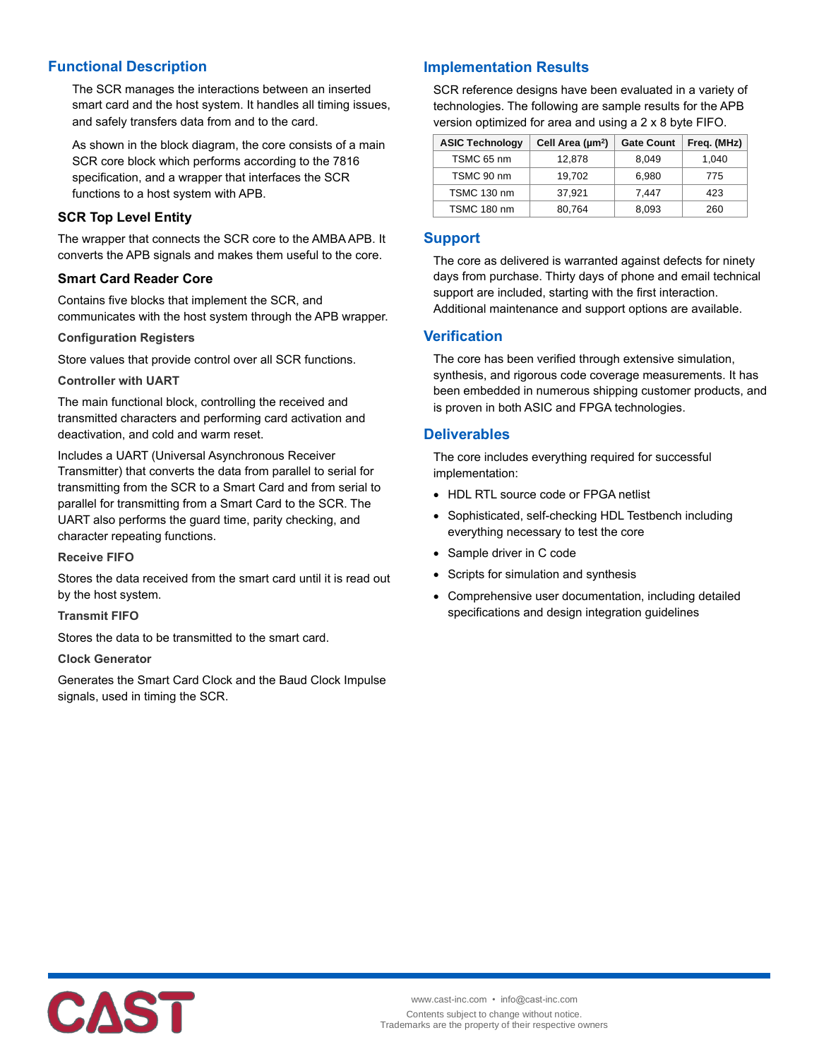## Functional Description

The SCR manages the interactions between an inserted smart card and the host system. It handles all timing issues, and safely transfers data from and to the card.

As shown in the block diagram, the core consists of a main SCR core block which performs according to the 7816 specification, and a wrapper that interfaces the SCR functions to a host system with APB.

### SCR Top Level Entity

The wrapper that connects the SCR core to the AMBA APB. It converts the APB signals and makes them useful to the core.

### Smart Card Reader Core

Contains five blocks that implement the SCR, and communicates with the host system through the APB wrapper.

#### Configuration Registers

Store values that provide control over all SCR functions.

#### Controller with UART

The main functional block, controlling the received and transmitted characters and performing card activation and deactivation, and cold and warm reset.

Includes a UART (Universal Asynchronous Receiver Transmitter) that converts the data from parallel to serial for transmitting from the SCR to a Smart Card and from serial to parallel for transmitting from a Smart Card to the SCR. The UART also performs the guard time, parity checking, and character repeating functions.

#### Receive FIFO

Stores the data received from the smart card until it is read out by the host system.

#### Transmit FIFO

Stores the data to be transmitted to the smart card.

#### Clock Generator

Generates the Smart Card Clock and the Baud Clock Impulse signals, used in timing the SCR.

## Implementation Results

SCR reference designs have been evaluated in a variety of technologies. The following are sample results for the APB version optimized for area and using a 2 x 8 byte FIFO.

| ASIC Technology | Cell Area (μm$^2$) | Gate Count | Freq. (MHz) |
|---|---|---|---|
| TSMC 65 nm | 12,878 | 8,049 | 1,040 |
| TSMC 90 nm | 19,702 | 6,980 | 775 |
| TSMC 130 nm | 37,921 | 7,447 | 423 |
| TSMC 180 nm | 80,764 | 8,093 | 260 |

## Support

The core as delivered is warranted against defects for ninety days from purchase. Thirty days of phone and email technical support are included, starting with the first interaction. Additional maintenance and support options are available.

## Verification

The core has been verified through extensive simulation, synthesis, and rigorous code coverage measurements. It has been embedded in numerous shipping customer products, and is proven in both ASIC and FPGA technologies.

## Deliverables

The core includes everything required for successful implementation:

- HDL RTL source code or FPGA netlist
- Sophisticated, self-checking HDL Testbench including everything necessary to test the core
- Sample driver in C code
- Scripts for simulation and synthesis
- Comprehensive user documentation, including detailed specifications and design integration guidelines

CAST

www.cast-inc.com • info@cast-inc.com

Contents subject to change without notice.
Trademarks are the property of their respective owners